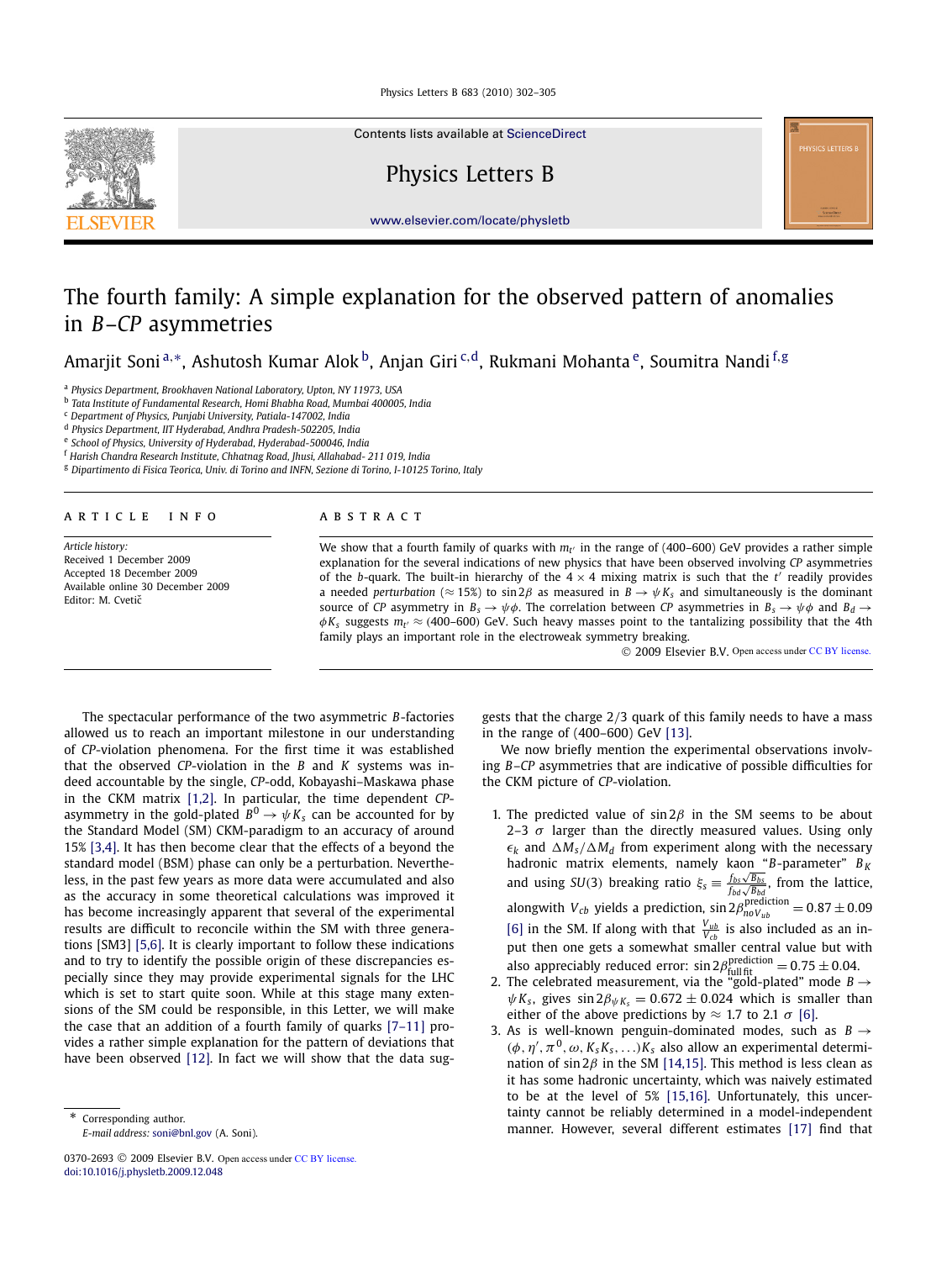# The fourth family: A simple explanation for the observed pattern of anomalies in *B*–*CP* asymmetries

Amarjit Soni [a,*], Ashutosh Kumar Alok [b], Anjan Giri [c,d], Rukmani Mohanta [e], Soumitra Nandi [f,g]

[a] Physics Department, Brookhaven National Laboratory, Upton, NY 11973, USA
[b] Tata Institute of Fundamental Research, Homi Bhabha Road, Mumbai 400005, India
[c] Department of Physics, Punjabi University, Patiala-147002, India
[d] Physics Department, IIT Hyderabad, Andhra Pradesh-502205, India
[e] School of Physics, University of Hyderabad, Hyderabad-500046, India
[f] Harish Chandra Research Institute, Chhatnag Road, Jhusi, Allahabad- 211 019, India
[g] Dipartimento di Fisica Teorica, Univ. di Torino and INFN, Sezione di Torino, I-10125 Torino, Italy

## ARTICLE INFO

*Article history:*
Received 1 December 2009
Accepted 18 December 2009
Available online 30 December 2009
Editor: M. Cvetič

## ABSTRACT

We show that a fourth family of quarks with $m_{t'}$ in the range of (400–600) GeV provides a rather simple explanation for the several indications of new physics that have been observed involving *CP* asymmetries of the *b*-quark. The built-in hierarchy of the $4 \times 4$ mixing matrix is such that the $t'$ readily provides a needed *perturbation* ($\approx 15\%$) to $\sin 2\beta$ as measured in $B \to \psi K_s$ and simultaneously is the dominant source of *CP* asymmetry in $B_s \to \psi\phi$. The correlation between *CP* asymmetries in $B_s \to \psi\phi$ and $B_d \to \phi K_s$ suggests $m_{t'} \approx$ (400–600) GeV. Such heavy masses point to the tantalizing possibility that the 4th family plays an important role in the electroweak symmetry breaking.

© 2009 Elsevier B.V. Open access under CC BY license.

The spectacular performance of the two asymmetric *B*-factories allowed us to reach an important milestone in our understanding of *CP*-violation phenomena. For the first time it was established that the observed *CP*-violation in the *B* and *K* systems was indeed accountable by the single, *CP*-odd, Kobayashi–Maskawa phase in the CKM matrix [1,2]. In particular, the time dependent *CP*-asymmetry in the gold-plated $B^0 \to \psi K_s$ can be accounted for by the Standard Model (SM) CKM-paradigm to an accuracy of around 15% [3,4]. It has then become clear that the effects of a beyond the standard model (BSM) phase can only be a perturbation. Nevertheless, in the past few years as more data were accumulated and also as the accuracy in some theoretical calculations was improved it has become increasingly apparent that several of the experimental results are difficult to reconcile within the SM with three generations [SM3] [5,6]. It is clearly important to follow these indications and to try to identify the possible origin of these discrepancies especially since they may provide experimental signals for the LHC which is set to start quite soon. While at this stage many extensions of the SM could be responsible, in this Letter, we will make the case that an addition of a fourth family of quarks [7–11] provides a rather simple explanation for the pattern of deviations that have been observed [12]. In fact we will show that the data suggests that the charge 2/3 quark of this family needs to have a mass in the range of (400–600) GeV [13].

We now briefly mention the experimental observations involving *B*–*CP* asymmetries that are indicative of possible difficulties for the CKM picture of *CP*-violation.

1. The predicted value of $\sin 2\beta$ in the SM seems to be about 2–3 $\sigma$ larger than the directly measured values. Using only $\epsilon_k$ and $\Delta M_s/\Delta M_d$ from experiment along with the necessary hadronic matrix elements, namely kaon "*B*-parameter" $B_K$ and using $SU(3)$ breaking ratio $\xi_s \equiv \frac{f_{bs}\sqrt{B_{bs}}}{f_{bd}\sqrt{B_{bd}}}$, from the lattice, alongwith $V_{cb}$ yields a prediction, $\sin 2\beta^{\text{prediction}}_{\text{no}V_{ub}} = 0.87 \pm 0.09$ [6] in the SM. If along with that $\frac{V_{ub}}{V_{cb}}$ is also included as an input then one gets a somewhat smaller central value but with also appreciably reduced error: $\sin 2\beta^{\text{prediction}}_{\text{full fit}} = 0.75 \pm 0.04$.
2. The celebrated measurement, via the "gold-plated" mode $B \to \psi K_s$, gives $\sin 2\beta_{\psi K_s} = 0.672 \pm 0.024$ which is smaller than either of the above predictions by $\approx 1.7$ to 2.1 $\sigma$ [6].
3. As is well-known penguin-dominated modes, such as $B \to (\phi, \eta', \pi^0, \omega, K_s K_s, \ldots) K_s$ also allow an experimental determination of $\sin 2\beta$ in the SM [14,15]. This method is less clean as it has some hadronic uncertainty, which was naively estimated to be at the level of 5% [15,16]. Unfortunately, this uncertainty cannot be reliably determined in a model-independent manner. However, several different estimates [17] find that

\* Corresponding author.
*E-mail address:* soni@bnl.gov (A. Soni).

0370-2693 © 2009 Elsevier B.V. Open access under CC BY license.
doi:10.1016/j.physletb.2009.12.048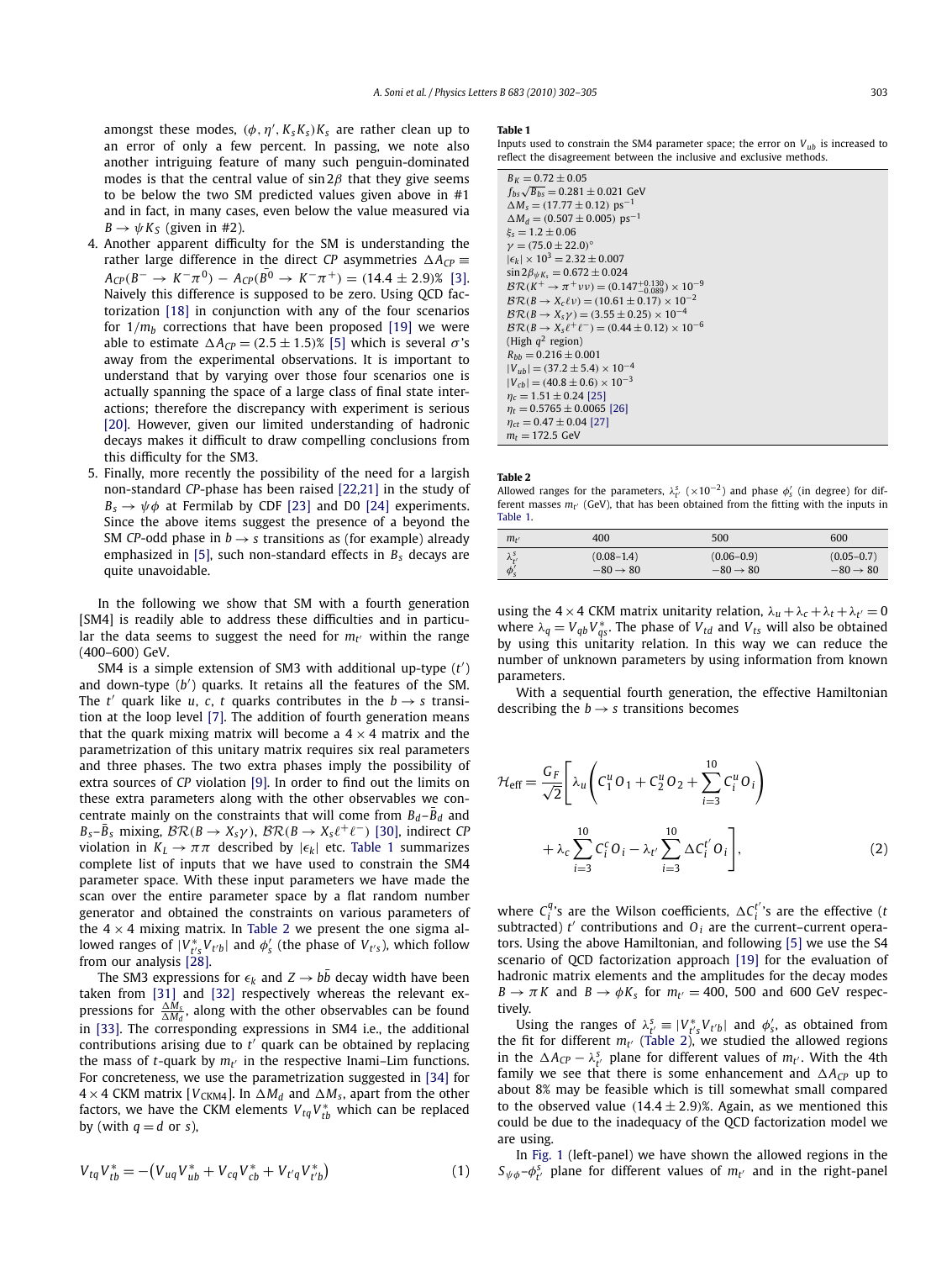amongst these modes, $(\phi, \eta', K_S K_S) K_s$ are rather clean up to an error of only a few percent. In passing, we note also another intriguing feature of many such penguin-dominated modes is that the central value of $\sin 2\beta$ that they give seems to be below the two SM predicted values given above in #1 and in fact, in many cases, even below the value measured via $B \to \psi K_S$ (given in #2).

4. Another apparent difficulty for the SM is understanding the rather large difference in the direct *CP* asymmetries $\Delta A_{CP} \equiv A_{CP}(B^- \to K^-\pi^0) - A_{CP}(\bar{B}^0 \to K^-\pi^+) = (14.4 \pm 2.9)\%$ [3]. Naively this difference is supposed to be zero. Using QCD factorization [18] in conjunction with any of the four scenarios for $1/m_b$ corrections that have been proposed [19] we were able to estimate $\Delta A_{CP} = (2.5 \pm 1.5)\%$ [5] which is several $\sigma$'s away from the experimental observations. It is important to understand that by varying over those four scenarios one is actually spanning the space of a large class of final state interactions; therefore the discrepancy with experiment is serious [20]. However, given our limited understanding of hadronic decays makes it difficult to draw compelling conclusions from this difficulty for the SM3.
5. Finally, more recently the possibility of the need for a largish non-standard *CP*-phase has been raised [22,21] in the study of $B_s \to \psi\phi$ at Fermilab by CDF [23] and D0 [24] experiments. Since the above items suggest the presence of a beyond the SM *CP*-odd phase in $b \to s$ transitions as (for example) already emphasized in [5], such non-standard effects in $B_s$ decays are quite unavoidable.

In the following we show that SM with a fourth generation [SM4] is readily able to address these difficulties and in particular the data seems to suggest the need for $m_{t'}$ within the range (400–600) GeV.

SM4 is a simple extension of SM3 with additional up-type ($t'$) and down-type ($b'$) quarks. It retains all the features of the SM. The $t'$ quark like $u$, $c$, $t$ quarks contributes in the $b \to s$ transition at the loop level [7]. The addition of fourth generation means that the quark mixing matrix will become a $4 \times 4$ matrix and the parametrization of this unitary matrix requires six real parameters and three phases. The two extra phases imply the possibility of extra sources of *CP* violation [9]. In order to find out the limits on these extra parameters along with the other observables we concentrate mainly on the constraints that will come from $B_d$–$\bar{B}_d$ and $B_s$–$\bar{B}_s$ mixing, $\mathcal{BR}(B \to X_s\gamma)$, $\mathcal{BR}(B \to X_s\ell^+\ell^-)$ [30], indirect *CP* violation in $K_L \to \pi\pi$ described by $|\epsilon_k|$ etc. Table 1 summarizes complete list of inputs that we have used to constrain the SM4 parameter space. With these input parameters we have made the scan over the entire parameter space by a flat random number generator and obtained the constraints on various parameters of the $4 \times 4$ mixing matrix. In Table 2 we present the one sigma allowed ranges of $|V^*_{t's} V_{t'b}|$ and $\phi'_s$ (the phase of $V_{t's}$), which follow from our analysis [28].

The SM3 expressions for $\epsilon_k$ and $Z \to b\bar{b}$ decay width have been taken from [31] and [32] respectively whereas the relevant expressions for $\frac{\Delta M_s}{\Delta M_d}$, along with the other observables can be found in [33]. The corresponding expressions in SM4 i.e., the additional contributions arising due to $t'$ quark can be obtained by replacing the mass of $t$-quark by $m_{t'}$ in the respective Inami–Lim functions. For concreteness, we use the parametrization suggested in [34] for $4 \times 4$ CKM matrix [$V_{\text{CKM4}}$]. In $\Delta M_d$ and $\Delta M_s$, apart from the other factors, we have the CKM elements $V_{tq} V^*_{tb}$ which can be replaced by (with $q = d$ or $s$),

$$V_{tq} V^*_{tb} = -\left(V_{uq} V^*_{ub} + V_{cq} V^*_{cb} + V_{t'q} V^*_{t'b}\right) \tag{1}$$

**Table 1**
Inputs used to constrain the SM4 parameter space; the error on $V_{ub}$ is increased to reflect the disagreement between the inclusive and exclusive methods.

| |
|---|
| $B_K = 0.72 \pm 0.05$ |
| $f_{bs}\sqrt{B_{bs}} = 0.281 \pm 0.021$ GeV |
| $\Delta M_s = (17.77 \pm 0.12)\ \text{ps}^{-1}$ |
| $\Delta M_d = (0.507 \pm 0.005)\ \text{ps}^{-1}$ |
| $\xi_s = 1.2 \pm 0.06$ |
| $\gamma = (75.0 \pm 22.0)^\circ$ |
| $\lvert\epsilon_k\rvert \times 10^3 = 2.32 \pm 0.007$ |
| $\sin 2\beta_{\psi K_s} = 0.672 \pm 0.024$ |
| $\mathcal{BR}(K^+ \to \pi^+\nu\nu) = (0.147^{+0.130}_{-0.089}) \times 10^{-9}$ |
| $\mathcal{BR}(B \to X_c\ell\nu) = (10.61 \pm 0.17) \times 10^{-2}$ |
| $\mathcal{BR}(B \to X_s\gamma) = (3.55 \pm 0.25) \times 10^{-4}$ |
| $\mathcal{BR}(B \to X_s\ell^+\ell^-) = (0.44 \pm 0.12) \times 10^{-6}$ |
| (High $q^2$ region) |
| $R_{bb} = 0.216 \pm 0.001$ |
| $\lvert V_{ub}\rvert = (37.2 \pm 5.4) \times 10^{-4}$ |
| $\lvert V_{cb}\rvert = (40.8 \pm 0.6) \times 10^{-3}$ |
| $\eta_c = 1.51 \pm 0.24$ [25] |
| $\eta_t = 0.5765 \pm 0.0065$ [26] |
| $\eta_{ct} = 0.47 \pm 0.04$ [27] |
| $m_t = 172.5$ GeV |

**Table 2**
Allowed ranges for the parameters, $\lambda^s_{t'}$ ($\times 10^{-2}$) and phase $\phi'_s$ (in degree) for different masses $m_{t'}$ (GeV), that has been obtained from the fitting with the inputs in Table 1.

| $m_{t'}$ | 400 | 500 | 600 |
|---|---|---|---|
| $\lambda^s_{t'}$ | (0.08–1.4) | (0.06–0.9) | (0.05–0.7) |
| $\phi'_s$ | $-80 \to 80$ | $-80 \to 80$ | $-80 \to 80$ |

using the $4 \times 4$ CKM matrix unitarity relation, $\lambda_u + \lambda_c + \lambda_t + \lambda_{t'} = 0$ where $\lambda_q = V_{qb} V^*_{qs}$. The phase of $V_{td}$ and $V_{ts}$ will also be obtained by using this unitarity relation. In this way we can reduce the number of unknown parameters by using information from known parameters.

With a sequential fourth generation, the effective Hamiltonian describing the $b \to s$ transitions becomes

$$\mathcal{H}_{\text{eff}} = \frac{G_F}{\sqrt{2}}\Bigg[\lambda_u\Bigg(C^u_1 O_1 + C^u_2 O_2 + \sum_{i=3}^{10} C^u_i O_i\Bigg) + \lambda_c \sum_{i=3}^{10} C^c_i O_i - \lambda_{t'} \sum_{i=3}^{10} \Delta C^{t'}_i O_i\Bigg], \tag{2}$$

where $C^q_i$'s are the Wilson coefficients, $\Delta C^{t'}_i$'s are the effective ($t$ subtracted) $t'$ contributions and $O_i$ are the current–current operators. Using the above Hamiltonian, and following [5] we use the S4 scenario of QCD factorization approach [19] for the evaluation of hadronic matrix elements and the amplitudes for the decay modes $B \to \pi K$ and $B \to \phi K_S$ for $m_{t'} = 400$, 500 and 600 GeV respectively.

Using the ranges of $\lambda^s_{t'} \equiv |V^*_{t's} V_{t'b}|$ and $\phi'_s$, as obtained from the fit for different $m_{t'}$ (Table 2), we studied the allowed regions in the $\Delta A_{CP} - \lambda^s_{t'}$ plane for different values of $m_{t'}$. With the 4th family we see that there is some enhancement and $\Delta A_{CP}$ up to about 8% may be feasible which is till somewhat small compared to the observed value $(14.4 \pm 2.9)\%$. Again, as we mentioned this could be due to the inadequacy of the QCD factorization model we are using.

In Fig. 1 (left-panel) we have shown the allowed regions in the $S_{\psi\phi}$–$\phi^s_{t'}$ plane for different values of $m_{t'}$ and in the right-panel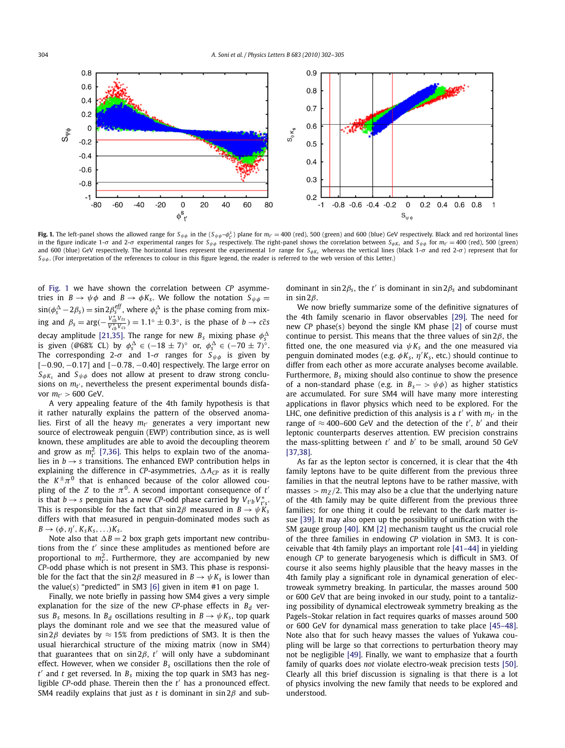**Fig. 1.** The left-panel shows the allowed range for $S_{\psi\phi}$ in the ($S_{\psi\phi}$–$\phi^s_{t'}$) plane for $m_{t'} = 400$ (red), 500 (green) and 600 (blue) GeV respectively. Black and red horizontal lines in the figure indicate 1-$\sigma$ and 2-$\sigma$ experimental ranges for $S_{\psi\phi}$ respectively. The right-panel shows the correlation between $S_{\phi K_s}$ and $S_{\psi\phi}$ for $m_{t'} = 400$ (red), 500 (green) and 600 (blue) GeV respectively. The horizontal lines represent the experimental 1$\sigma$ range for $S_{\phi K_s}$ whereas the vertical lines (black 1-$\sigma$ and red 2-$\sigma$) represent that for $S_{\psi\phi}$. (For interpretation of the references to colour in this figure legend, the reader is referred to the web version of this Letter.)

of Fig. 1 we have shown the correlation between *CP* asymmetries in $B \to \psi\phi$ and $B \to \phi K_s$. We follow the notation $S_{\psi\phi} = \sin(\phi^{\Delta}_s - 2\beta_s) = \sin 2\beta^{eff}_s$, where $\phi^{\Delta}_s$ is the phase coming from mixing and $\beta_s = \arg(-\frac{V^*_{tb}V_{ts}}{V^*_{cb}V_{cs}}) = 1.1^\circ \pm 0.3^\circ$, is the phase of $b \to c\bar{c}s$ decay amplitude [21,35]. The range for new $B_s$ mixing phase $\phi^{\Delta}_s$ is given (@68% CL) by $\phi^{\Delta}_s \in (-18 \pm 7)^\circ$ or, $\phi^{\Delta}_s \in (-70 \pm 7)^\circ$. The corresponding 2-$\sigma$ and 1-$\sigma$ ranges for $S_{\psi\phi}$ is given by $[-0.90, -0.17]$ and $[-0.78, -0.40]$ respectively. The large error on $S_{\phi K_s}$ and $S_{\psi\phi}$ does not allow at present to draw strong conclusions on $m_{t'}$, nevertheless the present experimental bounds disfavor $m_{t'} > 600$ GeV.

A very appealing feature of the 4th family hypothesis is that it rather naturally explains the pattern of the observed anomalies. First of all the heavy $m_{t'}$ generates a very important new source of electroweak penguin (EWP) contribution since, as is well known, these amplitudes are able to avoid the decoupling theorem and grow as $m^2_{t'}$ [7,36]. This helps to explain two of the anomalies in $b \to s$ transitions. The enhanced EWP contribution helps in explaining the difference in *CP*-asymmetries, $\Delta A_{CP}$ as it is really the $K^{\pm}\pi^0$ that is enhanced because of the color allowed coupling of the $Z$ to the $\pi^0$. A second important consequence of $t'$ is that $b \to s$ penguin has a new *CP*-odd phase carried by $V_{t'b}V^*_{t's}$. This is responsible for the fact that $\sin 2\beta$ measured in $B \to \psi K_s$ differs with that measured in penguin-dominated modes such as $B \to (\phi, \eta', K_sK_s, \ldots)K_s$.

Note also that $\Delta B = 2$ box graph gets important new contributions from the $t'$ since these amplitudes as mentioned before are proportional to $m^2_{t'}$. Furthermore, they are accompanied by new *CP*-odd phase which is not present in SM3. This phase is responsible for the fact that the $\sin 2\beta$ measured in $B \to \psi K_s$ is lower than the value(s) "predicted" in SM3 [6] given in item #1 on page 1.

Finally, we note briefly in passing how SM4 gives a very simple explanation for the size of the new *CP*-phase effects in $B_d$ versus $B_s$ mesons. In $B_d$ oscillations resulting in $B \to \psi K_s$, top quark plays the dominant role and we see that the measured value of $\sin 2\beta$ deviates by $\approx 15\%$ from predictions of SM3. It is then the usual hierarchical structure of the mixing matrix (now in SM4) that guarantees that on $\sin 2\beta$, $t'$ will only have a subdominant effect. However, when we consider $B_s$ oscillations then the role of $t'$ and $t$ get reversed. In $B_s$ mixing the top quark in SM3 has negligible *CP*-odd phase. Therein then the $t'$ has a pronounced effect. SM4 readily explains that just as $t$ is dominant in $\sin 2\beta$ and subdominant in $\sin 2\beta_s$, the $t'$ is dominant in $\sin 2\beta_s$ and subdominant in $\sin 2\beta$.

We now briefly summarize some of the definitive signatures of the 4th family scenario in flavor observables [29]. The need for new *CP* phase(s) beyond the single KM phase [2] of course must continue to persist. This means that the three values of $\sin 2\beta$, the fitted one, the one measured via $\psi K_s$ and the one measured via penguin dominated modes (e.g. $\phi K_s$, $\eta' K_s$, etc.) should continue to differ from each other as more accurate analyses become available. Furthermore, $B_s$ mixing should also continue to show the presence of a non-standard phase (e.g. in $B_s -> \psi\phi$) as higher statistics are accumulated. For sure SM4 will have many more interesting applications in flavor physics which need to be explored. For the LHC, one definitive prediction of this analysis is a $t'$ with $m_{t'}$ in the range of $\approx 400$–600 GeV and the detection of the $t'$, $b'$ and their leptonic counterparts deserves attention. EW precision constrains the mass-splitting between $t'$ and $b'$ to be small, around 50 GeV [37,38].

As far as the lepton sector is concerned, it is clear that the 4th family leptons have to be quite different from the previous three families in that the neutral leptons have to be rather massive, with masses $> m_Z/2$. This may also be a clue that the underlying nature of the 4th family may be quite different from the previous three families; for one thing it could be relevant to the dark matter issue [39]. It may also open up the possibility of unification with the SM gauge group [40]. KM [2] mechanism taught us the crucial role of the three families in endowing *CP* violation in SM3. It is conceivable that 4th family plays an important role [41–44] in yielding enough *CP* to generate baryogenesis which is difficult in SM3. Of course it also seems highly plausible that the heavy masses in the 4th family play a significant role in dynamical generation of electroweak symmetry breaking. In particular, the masses around 500 or 600 GeV that are being invoked in our study, point to a tantalizing possibility of dynamical electroweak symmetry breaking as the Pagels–Stokar relation in fact requires quarks of masses around 500 or 600 GeV for dynamical mass generation to take place [45–48]. Note also that for such heavy masses the values of Yukawa coupling will be large so that corrections to perturbation theory may not be negligible [49]. Finally, we want to emphasize that a fourth family of quarks does *not* violate electro-weak precision tests [50]. Clearly all this brief discussion is signaling is that there is a lot of physics involving the new family that needs to be explored and understood.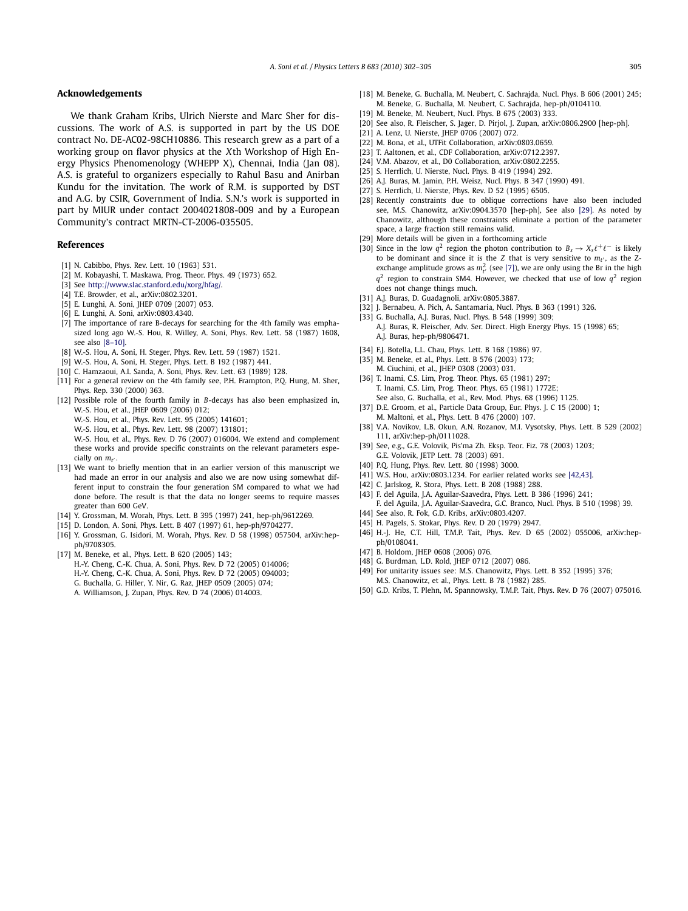## Acknowledgements

We thank Graham Kribs, Ulrich Nierste and Marc Sher for discussions. The work of A.S. is supported in part by the US DOE contract No. DE-AC02-98CH10886. This research grew as a part of a working group on flavor physics at the *X*th Workshop of High Energy Physics Phenomenology (WHEPP X), Chennai, India (Jan 08). A.S. is grateful to organizers especially to Rahul Basu and Anirban Kundu for the invitation. The work of R.M. is supported by DST and A.G. by CSIR, Government of India. S.N.'s work is supported in part by MIUR under contact 2004021808-009 and by a European Community's contract MRTN-CT-2006-035505.

## References

[1] N. Cabibbo, Phys. Rev. Lett. 10 (1963) 531.

[2] M. Kobayashi, T. Maskawa, Prog. Theor. Phys. 49 (1973) 652.

[3] See http://www.slac.stanford.edu/xorg/hfag/.

[4] T.E. Browder, et al., arXiv:0802.3201.

[5] E. Lunghi, A. Soni, JHEP 0709 (2007) 053.

[6] E. Lunghi, A. Soni, arXiv:0803.4340.

[7] The importance of rare B-decays for searching for the 4th family was emphasized long ago W.-S. Hou, R. Willey, A. Soni, Phys. Rev. Lett. 58 (1987) 1608, see also [8–10].

[8] W.-S. Hou, A. Soni, H. Steger, Phys. Rev. Lett. 59 (1987) 1521.

[9] W.-S. Hou, A. Soni, H. Steger, Phys. Lett. B 192 (1987) 441.

[10] C. Hamzaoui, A.I. Sanda, A. Soni, Phys. Rev. Lett. 63 (1989) 128.

[11] For a general review on the 4th family see, P.H. Frampton, P.Q. Hung, M. Sher, Phys. Rep. 330 (2000) 363.

[12] Possible role of the fourth family in *B*-decays has also been emphasized in, W.-S. Hou, et al., JHEP 0609 (2006) 012;
W.-S. Hou, et al., Phys. Rev. Lett. 95 (2005) 141601;
W.-S. Hou, et al., Phys. Rev. Lett. 98 (2007) 131801;
W.-S. Hou, et al., Phys. Rev. D 76 (2007) 016004. We extend and complement these works and provide specific constraints on the relevant parameters especially on $m_{t'}$.

[13] We want to briefly mention that in an earlier version of this manuscript we had made an error in our analysis and also we are now using somewhat different input to constrain the four generation SM compared to what we had done before. The result is that the data no longer seems to require masses greater than 600 GeV.

[14] Y. Grossman, M. Worah, Phys. Lett. B 395 (1997) 241, hep-ph/9612269.

[15] D. London, A. Soni, Phys. Lett. B 407 (1997) 61, hep-ph/9704277.

[16] Y. Grossman, G. Isidori, M. Worah, Phys. Rev. D 58 (1998) 057504, arXiv:hep-ph/9708305.

[17] M. Beneke, et al., Phys. Lett. B 620 (2005) 143;
H.-Y. Cheng, C.-K. Chua, A. Soni, Phys. Rev. D 72 (2005) 014006;
H.-Y. Cheng, C.-K. Chua, A. Soni, Phys. Rev. D 72 (2005) 094003;
G. Buchalla, G. Hiller, Y. Nir, G. Raz, JHEP 0509 (2005) 074;
A. Williamson, J. Zupan, Phys. Rev. D 74 (2006) 014003.

[18] M. Beneke, G. Buchalla, M. Neubert, C. Sachrajda, Nucl. Phys. B 606 (2001) 245;
M. Beneke, G. Buchalla, M. Neubert, C. Sachrajda, hep-ph/0104110.

[19] M. Beneke, M. Neubert, Nucl. Phys. B 675 (2003) 333.

[20] See also, R. Fleischer, S. Jager, D. Pirjol, J. Zupan, arXiv:0806.2900 [hep-ph].

[21] A. Lenz, U. Nierste, JHEP 0706 (2007) 072.

[22] M. Bona, et al., UTFit Collaboration, arXiv:0803.0659.

[23] T. Aaltonen, et al., CDF Collaboration, arXiv:0712.2397.

[24] V.M. Abazov, et al., D0 Collaboration, arXiv:0802.2255.

[25] S. Herrlich, U. Nierste, Nucl. Phys. B 419 (1994) 292.

[26] A.J. Buras, M. Jamin, P.H. Weisz, Nucl. Phys. B 347 (1990) 491.

[27] S. Herrlich, U. Nierste, Phys. Rev. D 52 (1995) 6505.

[28] Recently constraints due to oblique corrections have also been included see, M.S. Chanowitz, arXiv:0904.3570 [hep-ph], See also [29]. As noted by Chanowitz, although these constraints eliminate a portion of the parameter space, a large fraction still remains valid.

[29] More details will be given in a forthcoming article

[30] Since in the low $q^2$ region the photon contribution to $B_s \to X_s \ell^+ \ell^-$ is likely to be dominant and since it is the $Z$ that is very sensitive to $m_{t'}$, as the Z-exchange amplitude grows as $m_{t'}^2$ (see [7]), we are only using the Br in the high $q^2$ region to constrain SM4. However, we checked that use of low $q^2$ region does not change things much.

[31] A.J. Buras, D. Guadagnoli, arXiv:0805.3887.

[32] J. Bernabeu, A. Pich, A. Santamaria, Nucl. Phys. B 363 (1991) 326.

[33] G. Buchalla, A.J. Buras, Nucl. Phys. B 548 (1999) 309;
A.J. Buras, R. Fleischer, Adv. Ser. Direct. High Energy Phys. 15 (1998) 65;
A.J. Buras, hep-ph/9806471.

[34] F.J. Botella, L.L. Chau, Phys. Lett. B 168 (1986) 97.

[35] M. Beneke, et al., Phys. Lett. B 576 (2003) 173;
M. Ciuchini, et al., JHEP 0308 (2003) 031.

[36] T. Inami, C.S. Lim, Prog. Theor. Phys. 65 (1981) 297;
T. Inami, C.S. Lim, Prog. Theor. Phys. 65 (1981) 1772E;
See also, G. Buchalla, et al., Rev. Mod. Phys. 68 (1996) 1125.

[37] D.E. Groom, et al., Particle Data Group, Eur. Phys. J. C 15 (2000) 1;
M. Maltoni, et al., Phys. Lett. B 476 (2000) 107.

[38] V.A. Novikov, L.B. Okun, A.N. Rozanov, M.I. Vysotsky, Phys. Lett. B 529 (2002) 111, arXiv:hep-ph/0111028.

[39] See, e.g., G.E. Volovik, Pis'ma Zh. Eksp. Teor. Fiz. 78 (2003) 1203;
G.E. Volovik, JETP Lett. 78 (2003) 691.

[40] P.Q. Hung, Phys. Rev. Lett. 80 (1998) 3000.

[41] W.S. Hou, arXiv:0803.1234. For earlier related works see [42,43].

[42] C. Jarlskog, R. Stora, Phys. Lett. B 208 (1988) 288.

[43] F. del Aguila, J.A. Aguilar-Saavedra, Phys. Lett. B 386 (1996) 241;
F. del Aguila, J.A. Aguilar-Saavedra, G.C. Branco, Nucl. Phys. B 510 (1998) 39.

[44] See also, R. Fok, G.D. Kribs, arXiv:0803.4207.

[45] H. Pagels, S. Stokar, Phys. Rev. D 20 (1979) 2947.

[46] H.-J. He, C.T. Hill, T.M.P. Tait, Phys. Rev. D 65 (2002) 055006, arXiv:hep-ph/0108041.

[47] B. Holdom, JHEP 0608 (2006) 076.

[48] G. Burdman, L.D. Rold, JHEP 0712 (2007) 086.

[49] For unitarity issues see: M.S. Chanowitz, Phys. Lett. B 352 (1995) 376;
M.S. Chanowitz, et al., Phys. Lett. B 78 (1982) 285.

[50] G.D. Kribs, T. Plehn, M. Spannowsky, T.M.P. Tait, Phys. Rev. D 76 (2007) 075016.